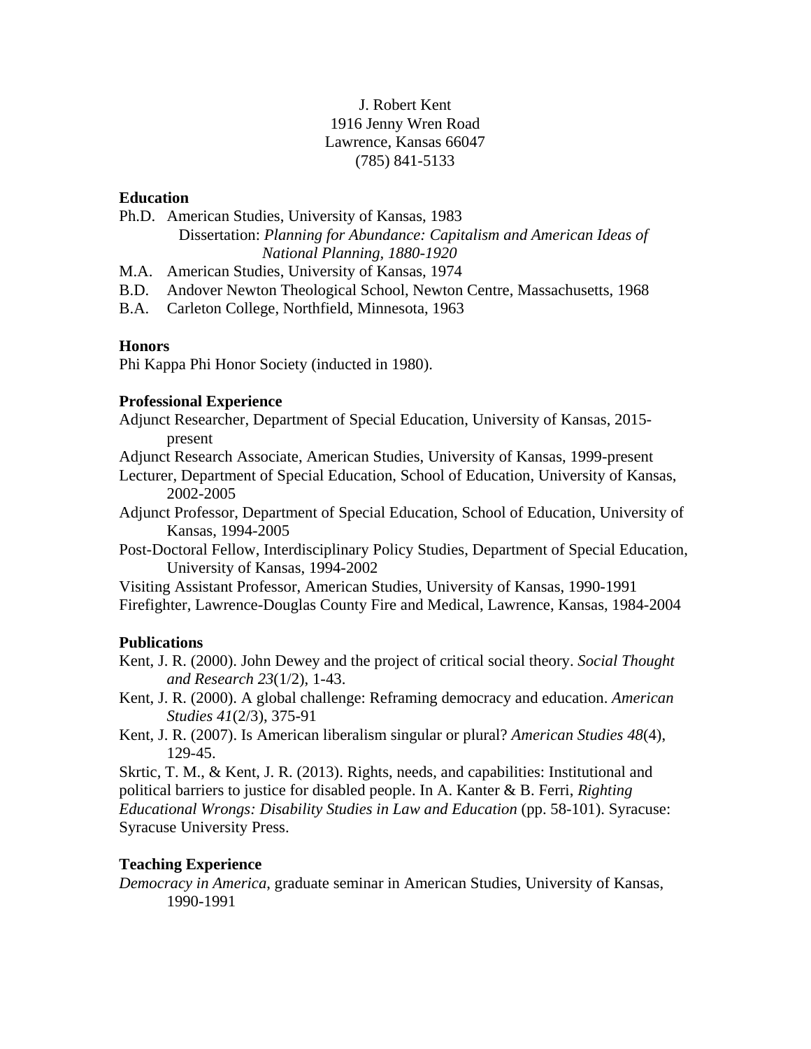J. Robert Kent
1916 Jenny Wren Road
Lawrence, Kansas 66047
(785) 841-5133

**Education**

Ph.D. American Studies, University of Kansas, 1983
Dissertation: *Planning for Abundance: Capitalism and American Ideas of National Planning, 1880-1920*

M.A. American Studies, University of Kansas, 1974

B.D. Andover Newton Theological School, Newton Centre, Massachusetts, 1968

B.A. Carleton College, Northfield, Minnesota, 1963

**Honors**

Phi Kappa Phi Honor Society (inducted in 1980).

**Professional Experience**

Adjunct Researcher, Department of Special Education, University of Kansas, 2015-present

Adjunct Research Associate, American Studies, University of Kansas, 1999-present

Lecturer, Department of Special Education, School of Education, University of Kansas, 2002-2005

Adjunct Professor, Department of Special Education, School of Education, University of Kansas, 1994-2005

Post-Doctoral Fellow, Interdisciplinary Policy Studies, Department of Special Education, University of Kansas, 1994-2002

Visiting Assistant Professor, American Studies, University of Kansas, 1990-1991

Firefighter, Lawrence-Douglas County Fire and Medical, Lawrence, Kansas, 1984-2004

**Publications**

Kent, J. R. (2000). John Dewey and the project of critical social theory. *Social Thought and Research 23*(1/2), 1-43.

Kent, J. R. (2000). A global challenge: Reframing democracy and education. *American Studies 41*(2/3), 375-91

Kent, J. R. (2007). Is American liberalism singular or plural? *American Studies 48*(4), 129-45.

Skrtic, T. M., & Kent, J. R. (2013). Rights, needs, and capabilities: Institutional and political barriers to justice for disabled people. In A. Kanter & B. Ferri, *Righting Educational Wrongs: Disability Studies in Law and Education* (pp. 58-101). Syracuse: Syracuse University Press.

**Teaching Experience**

*Democracy in America*, graduate seminar in American Studies, University of Kansas, 1990-1991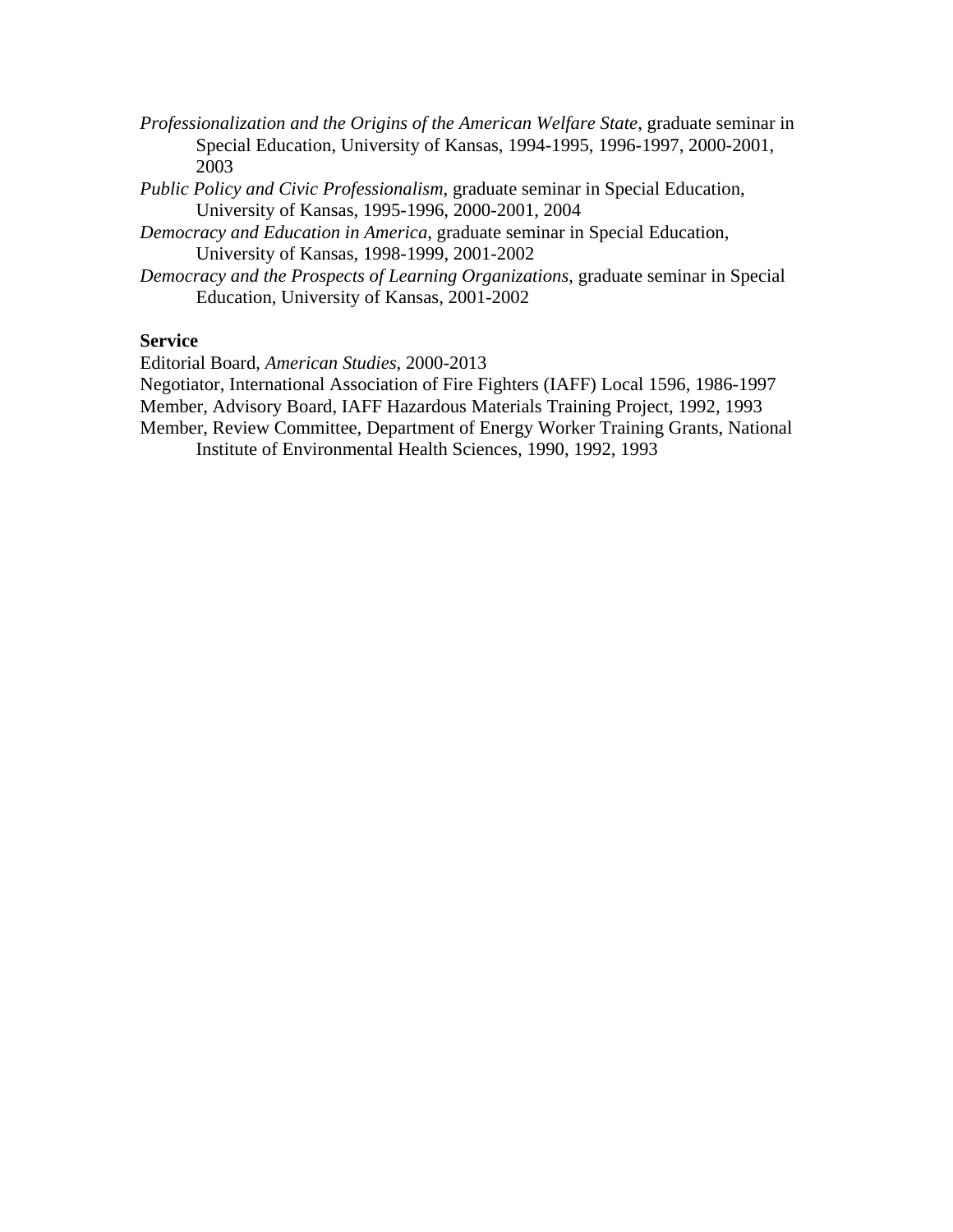*Professionalization and the Origins of the American Welfare State*, graduate seminar in Special Education, University of Kansas, 1994-1995, 1996-1997, 2000-2001, 2003

*Public Policy and Civic Professionalism*, graduate seminar in Special Education, University of Kansas, 1995-1996, 2000-2001, 2004

*Democracy and Education in America*, graduate seminar in Special Education, University of Kansas, 1998-1999, 2001-2002

*Democracy and the Prospects of Learning Organizations*, graduate seminar in Special Education, University of Kansas, 2001-2002

**Service**

Editorial Board, *American Studies*, 2000-2013

Negotiator, International Association of Fire Fighters (IAFF) Local 1596, 1986-1997

Member, Advisory Board, IAFF Hazardous Materials Training Project, 1992, 1993

Member, Review Committee, Department of Energy Worker Training Grants, National Institute of Environmental Health Sciences, 1990, 1992, 1993